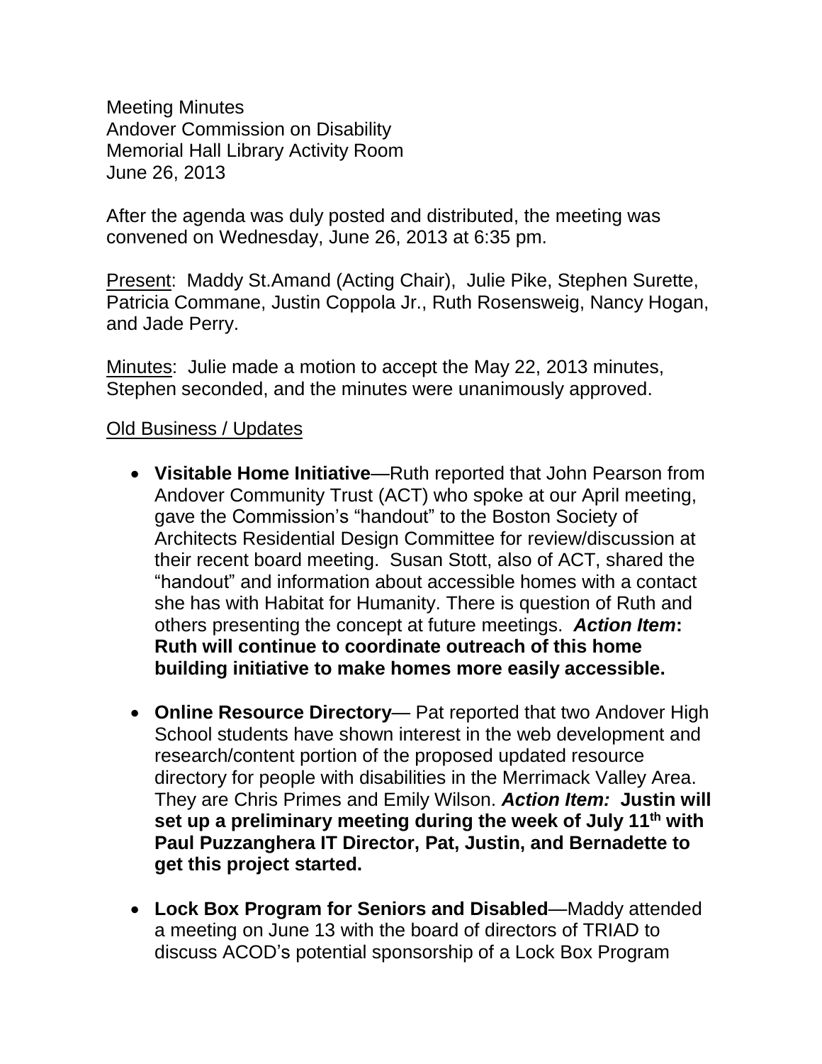Meeting Minutes
Andover Commission on Disability
Memorial Hall Library Activity Room
June 26, 2013

After the agenda was duly posted and distributed, the meeting was convened on Wednesday, June 26, 2013 at 6:35 pm.

Present: Maddy St.Amand (Acting Chair), Julie Pike, Stephen Surette, Patricia Commane, Justin Coppola Jr., Ruth Rosensweig, Nancy Hogan, and Jade Perry.

Minutes: Julie made a motion to accept the May 22, 2013 minutes, Stephen seconded, and the minutes were unanimously approved.

Old Business / Updates

- **Visitable Home Initiative**—Ruth reported that John Pearson from Andover Community Trust (ACT) who spoke at our April meeting, gave the Commission's "handout" to the Boston Society of Architects Residential Design Committee for review/discussion at their recent board meeting. Susan Stott, also of ACT, shared the "handout" and information about accessible homes with a contact she has with Habitat for Humanity. There is question of Ruth and others presenting the concept at future meetings. ***Action Item*****: Ruth will continue to coordinate outreach of this home building initiative to make homes more easily accessible.**

- **Online Resource Directory**— Pat reported that two Andover High School students have shown interest in the web development and research/content portion of the proposed updated resource directory for people with disabilities in the Merrimack Valley Area. They are Chris Primes and Emily Wilson. ***Action Item:*** **Justin will set up a preliminary meeting during the week of July 11th with Paul Puzzanghera IT Director, Pat, Justin, and Bernadette to get this project started.**

- **Lock Box Program for Seniors and Disabled**—Maddy attended a meeting on June 13 with the board of directors of TRIAD to discuss ACOD's potential sponsorship of a Lock Box Program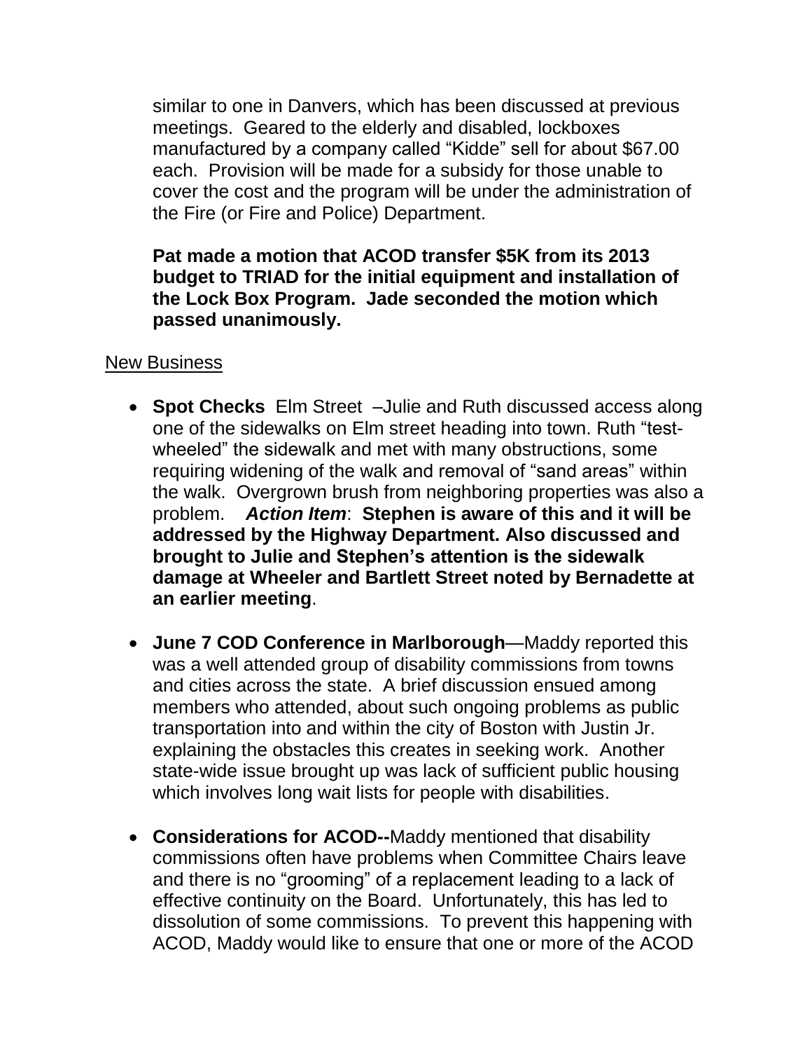similar to one in Danvers, which has been discussed at previous meetings. Geared to the elderly and disabled, lockboxes manufactured by a company called "Kidde" sell for about $67.00 each. Provision will be made for a subsidy for those unable to cover the cost and the program will be under the administration of the Fire (or Fire and Police) Department.

**Pat made a motion that ACOD transfer $5K from its 2013 budget to TRIAD for the initial equipment and installation of the Lock Box Program. Jade seconded the motion which passed unanimously.**

<u>New Business</u>

- **Spot Checks** Elm Street –Julie and Ruth discussed access along one of the sidewalks on Elm street heading into town. Ruth "test-wheeled" the sidewalk and met with many obstructions, some requiring widening of the walk and removal of "sand areas" within the walk. Overgrown brush from neighboring properties was also a problem. ***Action Item***: **Stephen is aware of this and it will be addressed by the Highway Department. Also discussed and brought to Julie and Stephen's attention is the sidewalk damage at Wheeler and Bartlett Street noted by Bernadette at an earlier meeting**.

- **June 7 COD Conference in Marlborough**—Maddy reported this was a well attended group of disability commissions from towns and cities across the state. A brief discussion ensued among members who attended, about such ongoing problems as public transportation into and within the city of Boston with Justin Jr. explaining the obstacles this creates in seeking work. Another state-wide issue brought up was lack of sufficient public housing which involves long wait lists for people with disabilities.

- **Considerations for ACOD--**Maddy mentioned that disability commissions often have problems when Committee Chairs leave and there is no "grooming" of a replacement leading to a lack of effective continuity on the Board. Unfortunately, this has led to dissolution of some commissions. To prevent this happening with ACOD, Maddy would like to ensure that one or more of the ACOD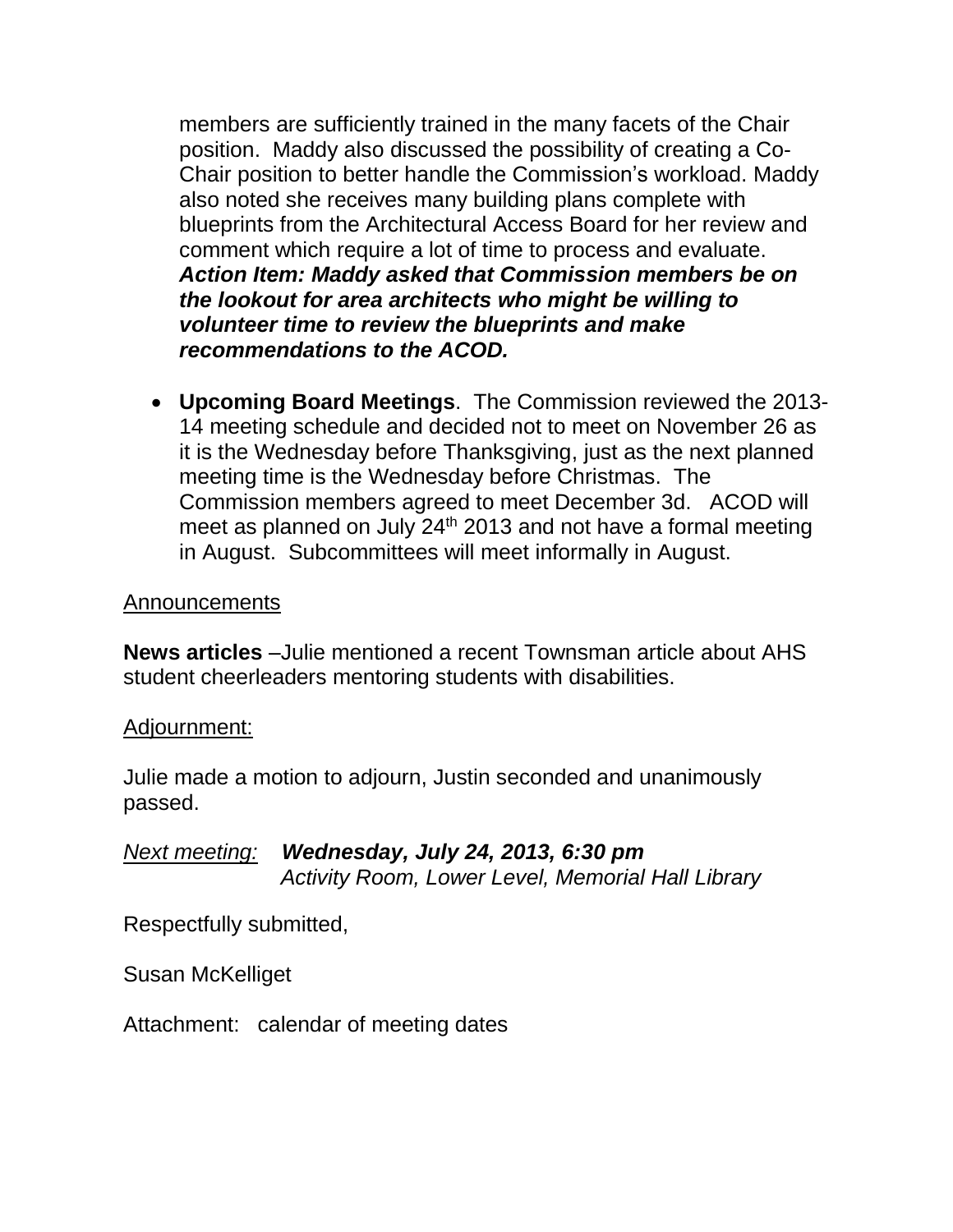members are sufficiently trained in the many facets of the Chair position. Maddy also discussed the possibility of creating a Co-Chair position to better handle the Commission's workload. Maddy also noted she receives many building plans complete with blueprints from the Architectural Access Board for her review and comment which require a lot of time to process and evaluate. ***Action Item: Maddy asked that Commission members be on the lookout for area architects who might be willing to volunteer time to review the blueprints and make recommendations to the ACOD.***

- **Upcoming Board Meetings**. The Commission reviewed the 2013-14 meeting schedule and decided not to meet on November 26 as it is the Wednesday before Thanksgiving, just as the next planned meeting time is the Wednesday before Christmas. The Commission members agreed to meet December 3d. ACOD will meet as planned on July 24th 2013 and not have a formal meeting in August. Subcommittees will meet informally in August.

<u>Announcements</u>

**News articles** –Julie mentioned a recent Townsman article about AHS student cheerleaders mentoring students with disabilities.

<u>Adjournment:</u>

Julie made a motion to adjourn, Justin seconded and unanimously passed.

*<u>Next meeting:</u>* ***Wednesday, July 24, 2013, 6:30 pm***
*Activity Room, Lower Level, Memorial Hall Library*

Respectfully submitted,

Susan McKelliget

Attachment: calendar of meeting dates